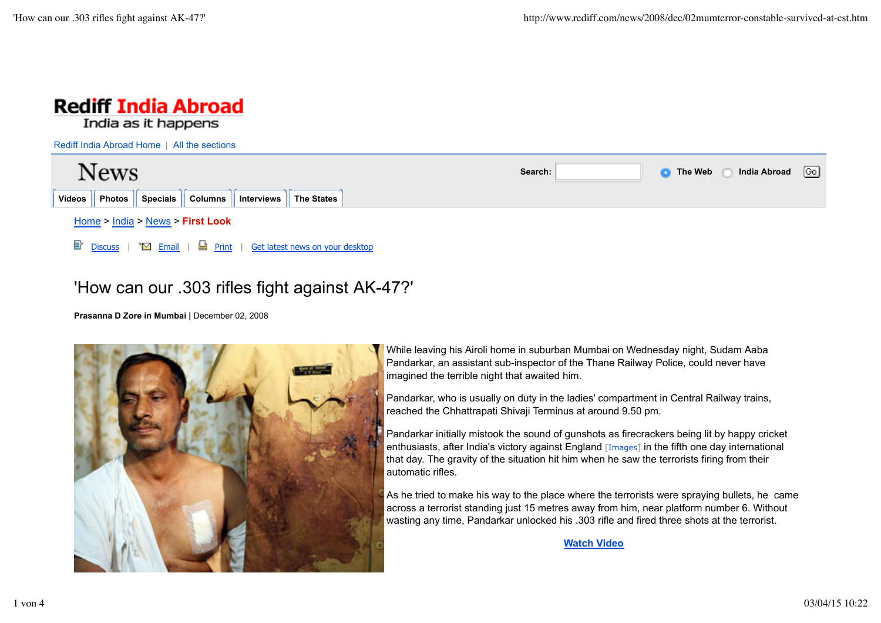# Rediff India Abroad

India as it happens

Rediff India Abroad Home | All the sections

News

Search: The Web India Abroad Go

Videos | Photos | Specials | Columns | Interviews | The States

Home > India > News > **First Look**

Discuss | Email | Print | Get latest news on your desktop

## 'How can our .303 rifles fight against AK-47?'

**Prasanna D Zore in Mumbai** | December 02, 2008

While leaving his Airoli home in suburban Mumbai on Wednesday night, Sudam Aaba Pandarkar, an assistant sub-inspector of the Thane Railway Police, could never have imagined the terrible night that awaited him.

Pandarkar, who is usually on duty in the ladies' compartment in Central Railway trains, reached the Chhattrapati Shivaji Terminus at around 9.50 pm.

Pandarkar initially mistook the sound of gunshots as firecrackers being lit by happy cricket enthusiasts, after India's victory against England [Images] in the fifth one day international that day. The gravity of the situation hit him when he saw the terrorists firing from their automatic rifles.

As he tried to make his way to the place where the terrorists were spraying bullets, he came across a terrorist standing just 15 metres away from him, near platform number 6. Without wasting any time, Pandarkar unlocked his .303 rifle and fired three shots at the terrorist.

**Watch Video**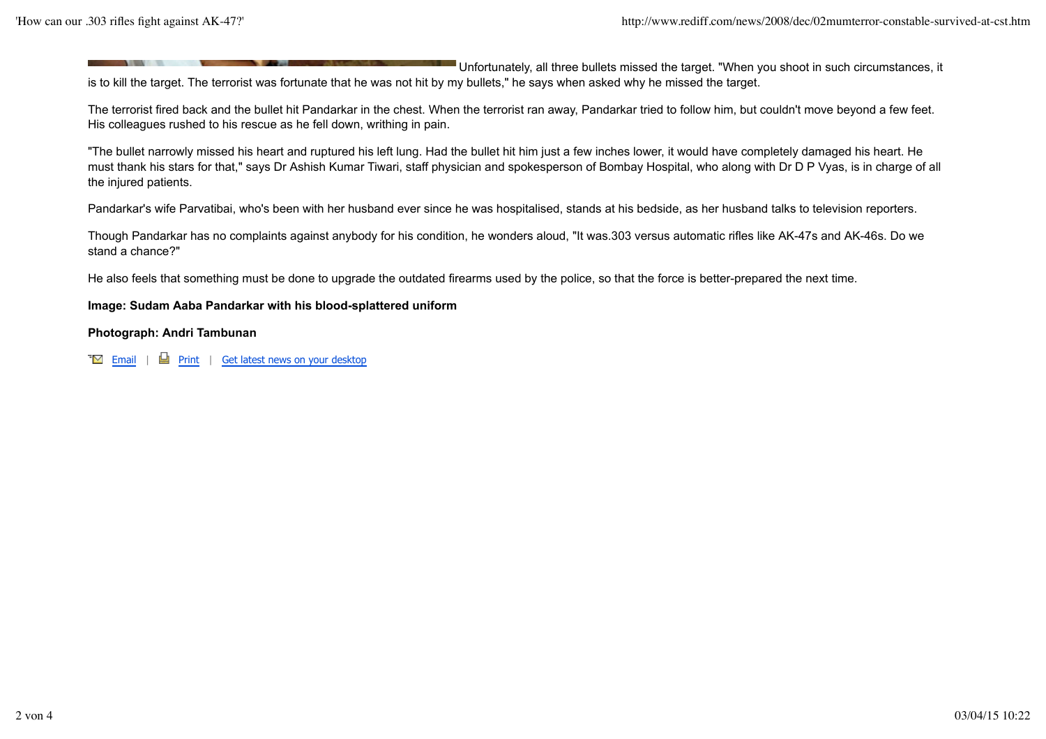Unfortunately, all three bullets missed the target. "When you shoot in such circumstances, it is to kill the target. The terrorist was fortunate that he was not hit by my bullets," he says when asked why he missed the target.

The terrorist fired back and the bullet hit Pandarkar in the chest. When the terrorist ran away, Pandarkar tried to follow him, but couldn't move beyond a few feet. His colleagues rushed to his rescue as he fell down, writhing in pain.

"The bullet narrowly missed his heart and ruptured his left lung. Had the bullet hit him just a few inches lower, it would have completely damaged his heart. He must thank his stars for that," says Dr Ashish Kumar Tiwari, staff physician and spokesperson of Bombay Hospital, who along with Dr D P Vyas, is in charge of all the injured patients.

Pandarkar's wife Parvatibai, who's been with her husband ever since he was hospitalised, stands at his bedside, as her husband talks to television reporters.

Though Pandarkar has no complaints against anybody for his condition, he wonders aloud, "It was.303 versus automatic rifles like AK-47s and AK-46s. Do we stand a chance?"

He also feels that something must be done to upgrade the outdated firearms used by the police, so that the force is better-prepared the next time.

**Image: Sudam Aaba Pandarkar with his blood-splattered uniform**

**Photograph: Andri Tambunan**

Email | Print | Get latest news on your desktop